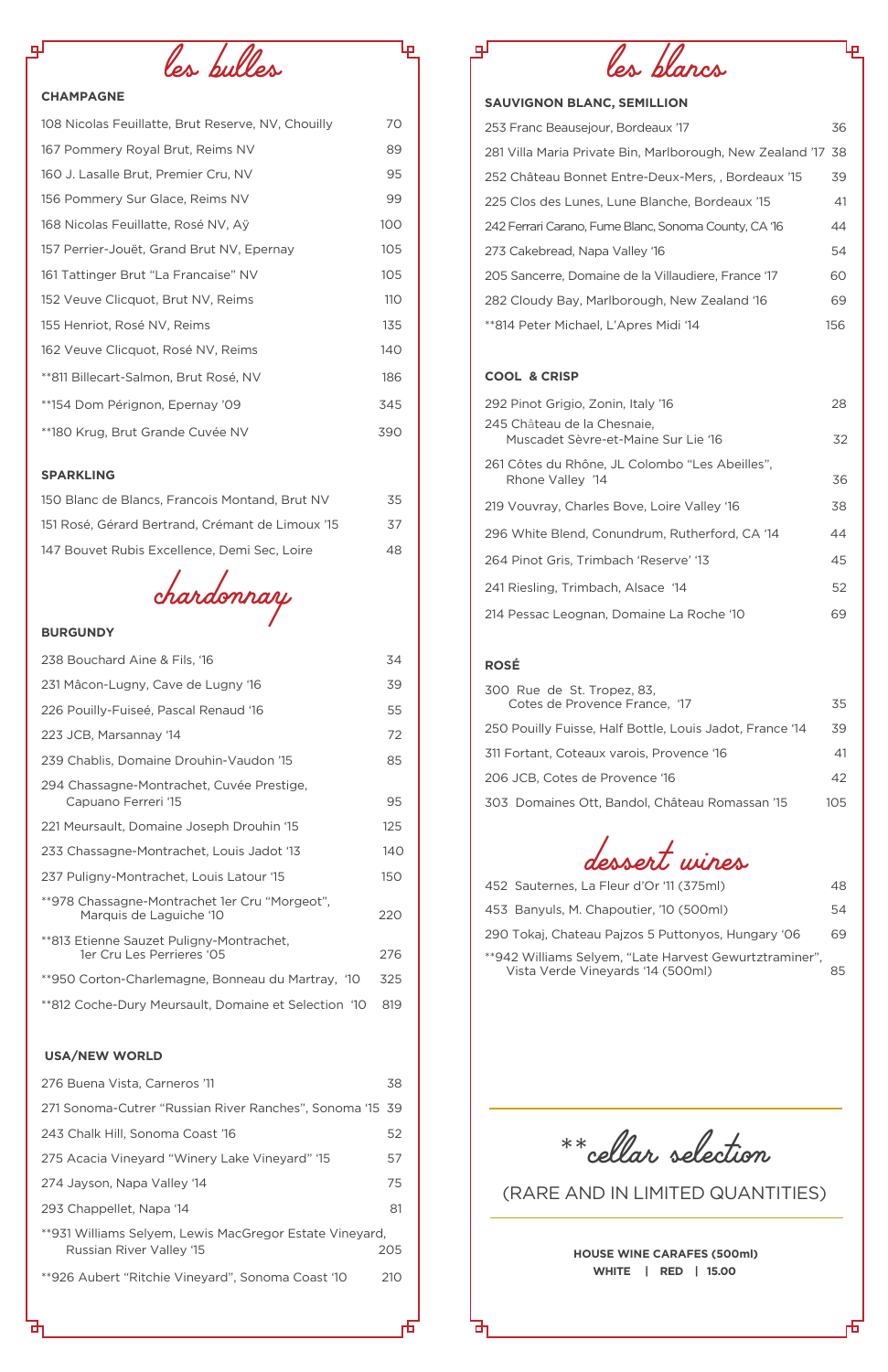# les bulles

## CHAMPAGNE

| Wine | Price |
|---|---|
| 108 Nicolas Feuillatte, Brut Reserve, NV, Chouilly | 70 |
| 167 Pommery Royal Brut, Reims NV | 89 |
| 160 J. Lasalle Brut, Premier Cru, NV | 95 |
| 156 Pommery Sur Glace, Reims NV | 99 |
| 168 Nicolas Feuillatte, Rosé NV, Aÿ | 100 |
| 157 Perrier-Jouët, Grand Brut NV, Epernay | 105 |
| 161 Tattinger Brut "La Francaise" NV | 105 |
| 152 Veuve Clicquot, Brut NV, Reims | 110 |
| 155 Henriot, Rosé NV, Reims | 135 |
| 162 Veuve Clicquot, Rosé NV, Reims | 140 |
| **811 Billecart-Salmon, Brut Rosé, NV | 186 |
| **154 Dom Pérignon, Epernay '09 | 345 |
| **180 Krug, Brut Grande Cuvée NV | 390 |

## SPARKLING

| Wine | Price |
|---|---|
| 150 Blanc de Blancs, Francois Montand, Brut NV | 35 |
| 151 Rosé, Gérard Bertrand, Crémant de Limoux '15 | 37 |
| 147 Bouvet Rubis Excellence, Demi Sec, Loire | 48 |

# chardonnay

## BURGUNDY

| Wine | Price |
|---|---|
| 238 Bouchard Aine & Fils, '16 | 34 |
| 231 Mâcon-Lugny, Cave de Lugny '16 | 39 |
| 226 Pouilly-Fuiseé, Pascal Renaud '16 | 55 |
| 223 JCB, Marsannay '14 | 72 |
| 239 Chablis, Domaine Drouhin-Vaudon '15 | 85 |
| 294 Chassagne-Montrachet, Cuvée Prestige, Capuano Ferreri '15 | 95 |
| 221 Meursault, Domaine Joseph Drouhin '15 | 125 |
| 233 Chassagne-Montrachet, Louis Jadot '13 | 140 |
| 237 Puligny-Montrachet, Louis Latour '15 | 150 |
| **978 Chassagne-Montrachet 1er Cru "Morgeot", Marquis de Laguiche '10 | 220 |
| **813 Etienne Sauzet Puligny-Montrachet, 1er Cru Les Perrieres '05 | 276 |
| **950 Corton-Charlemagne, Bonneau du Martray, '10 | 325 |
| **812 Coche-Dury Meursault, Domaine et Selection '10 | 819 |

## USA/NEW WORLD

| Wine | Price |
|---|---|
| 276 Buena Vista, Carneros '11 | 38 |
| 271 Sonoma-Cutrer "Russian River Ranches", Sonoma '15 | 39 |
| 243 Chalk Hill, Sonoma Coast '16 | 52 |
| 275 Acacia Vineyard "Winery Lake Vineyard" '15 | 57 |
| 274 Jayson, Napa Valley '14 | 75 |
| 293 Chappellet, Napa '14 | 81 |
| **931 Williams Selyem, Lewis MacGregor Estate Vineyard, Russian River Valley '15 | 205 |
| **926 Aubert "Ritchie Vineyard", Sonoma Coast '10 | 210 |

# les blancs

## SAUVIGNON BLANC, SEMILLION

| Wine | Price |
|---|---|
| 253 Franc Beausejour, Bordeaux '17 | 36 |
| 281 Villa Maria Private Bin, Marlborough, New Zealand '17 | 38 |
| 252 Château Bonnet Entre-Deux-Mers, , Bordeaux '15 | 39 |
| 225 Clos des Lunes, Lune Blanche, Bordeaux '15 | 41 |
| 242 Ferrari Carano, Fume Blanc, Sonoma County, CA '16 | 44 |
| 273 Cakebread, Napa Valley '16 | 54 |
| 205 Sancerre, Domaine de la Villaudiere, France '17 | 60 |
| 282 Cloudy Bay, Marlborough, New Zealand '16 | 69 |
| **814 Peter Michael, L'Apres Midi '14 | 156 |

## COOL & CRISP

| Wine | Price |
|---|---|
| 292 Pinot Grigio, Zonin, Italy '16 | 28 |
| 245 Château de la Chesnaie, Muscadet Sèvre-et-Maine Sur Lie '16 | 32 |
| 261 Côtes du Rhône, JL Colombo "Les Abeilles", Rhone Valley '14 | 36 |
| 219 Vouvray, Charles Bove, Loire Valley '16 | 38 |
| 296 White Blend, Conundrum, Rutherford, CA '14 | 44 |
| 264 Pinot Gris, Trimbach 'Reserve' '13 | 45 |
| 241 Riesling, Trimbach, Alsace '14 | 52 |
| 214 Pessac Leognan, Domaine La Roche '10 | 69 |

## ROSÉ

| Wine | Price |
|---|---|
| 300 Rue de St. Tropez, 83, Cotes de Provence France, '17 | 35 |
| 250 Pouilly Fuisse, Half Bottle, Louis Jadot, France '14 | 39 |
| 311 Fortant, Coteaux varois, Provence '16 | 41 |
| 206 JCB, Cotes de Provence '16 | 42 |
| 303 Domaines Ott, Bandol, Château Romassan '15 | 105 |

# dessert wines

| Wine | Price |
|---|---|
| 452 Sauternes, La Fleur d'Or '11 (375ml) | 48 |
| 453 Banyuls, M. Chapoutier, '10 (500ml) | 54 |
| 290 Tokaj, Chateau Pajzos 5 Puttonyos, Hungary '06 | 69 |
| **942 Williams Selyem, "Late Harvest Gewurtztraminer", Vista Verde Vineyards '14 (500ml) | 85 |

**cellar selection

(RARE AND IN LIMITED QUANTITIES)

**HOUSE WINE CARAFES (500ml)**
**WHITE | RED | 15.00**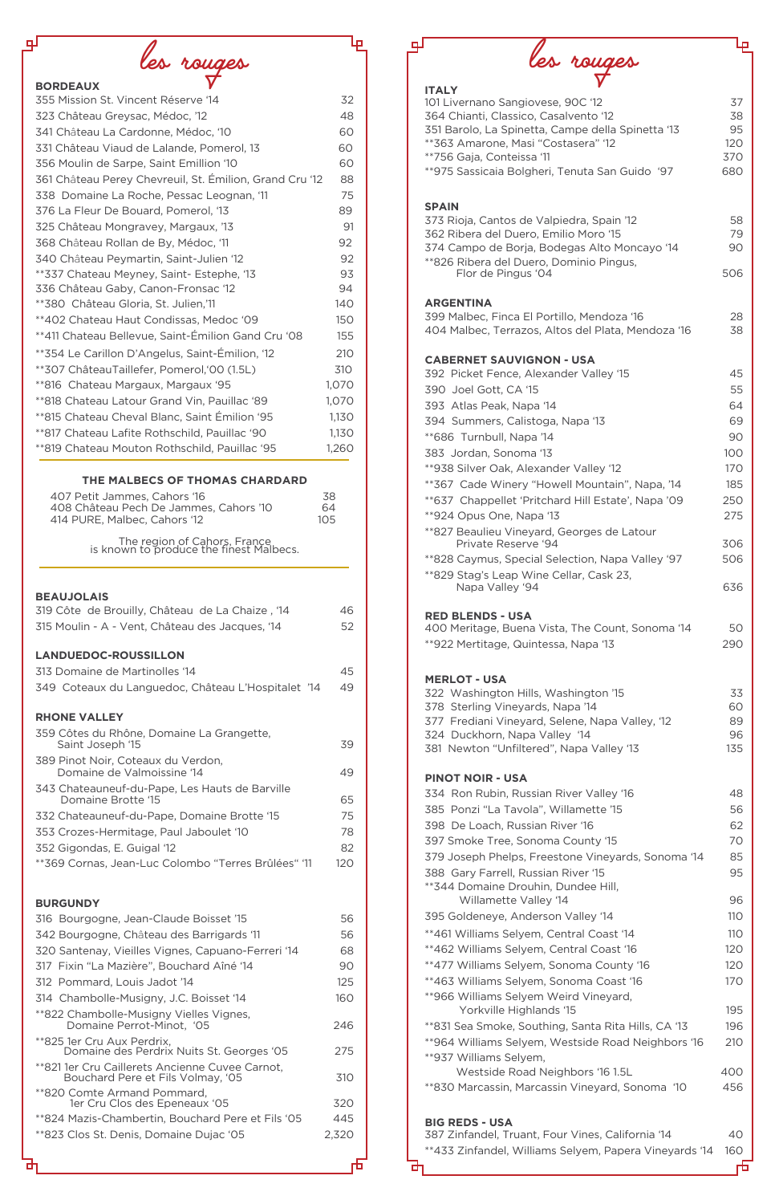# les rouges

## BORDEAUX

| | |
|---|---|
| 355 Mission St. Vincent Réserve '14 | 32 |
| 323 Château Greysac, Médoc, '12 | 48 |
| 341 Château La Cardonne, Médoc, '10 | 60 |
| 331 Château Viaud de Lalande, Pomerol, 13 | 60 |
| 356 Moulin de Sarpe, Saint Emillion '10 | 60 |
| 361 Château Perey Chevreuil, St. Émilion, Grand Cru '12 | 88 |
| 338 Domaine La Roche, Pessac Leognan, '11 | 75 |
| 376 La Fleur De Bouard, Pomerol, '13 | 89 |
| 325 Château Mongravey, Margaux, '13 | 91 |
| 368 Château Rollan de By, Médoc, '11 | 92 |
| 340 Château Peymartin, Saint-Julien '12 | 92 |
| **337 Chateau Meyney, Saint- Estephe, '13 | 93 |
| 336 Château Gaby, Canon-Fronsac '12 | 94 |
| **380 Château Gloria, St. Julien,'11 | 140 |
| **402 Chateau Haut Condissas, Medoc '09 | 150 |
| **411 Chateau Bellevue, Saint-Émilion Gand Cru '08 | 155 |
| **354 Le Carillon D'Angelus, Saint-Émilion, '12 | 210 |
| **307 ChâteauTaillefer, Pomerol,'00 (1.5L) | 310 |
| **816 Chateau Margaux, Margaux '95 | 1,070 |
| **818 Chateau Latour Grand Vin, Pauillac '89 | 1,070 |
| **815 Chateau Cheval Blanc, Saint Émilion '95 | 1,130 |
| **817 Chateau Lafite Rothschild, Pauillac '90 | 1,130 |
| **819 Chateau Mouton Rothschild, Pauillac '95 | 1,260 |

### THE MALBECS OF THOMAS CHARDARD

| | |
|---|---|
| 407 Petit Jammes, Cahors '16 | 38 |
| 408 Château Pech De Jammes, Cahors '10 | 64 |
| 414 PURE, Malbec, Cahors '12 | 105 |

The region of Cahors, France is known to produce the finest Malbecs.

## BEAUJOLAIS

| | |
|---|---|
| 319 Côte de Brouilly, Château de La Chaize , '14 | 46 |
| 315 Moulin - A - Vent, Château des Jacques, '14 | 52 |

## LANDUEDOC-ROUSSILLON

| | |
|---|---|
| 313 Domaine de Martinolles '14 | 45 |
| 349 Coteaux du Languedoc, Château L'Hospitalet '14 | 49 |

## RHONE VALLEY

| | |
|---|---|
| 359 Côtes du Rhône, Domaine La Grangette, Saint Joseph '15 | 39 |
| 389 Pinot Noir, Coteaux du Verdon, Domaine de Valmoissine '14 | 49 |
| 343 Chateauneuf-du-Pape, Les Hauts de Barville Domaine Brotte '15 | 65 |
| 332 Chateauneuf-du-Pape, Domaine Brotte '15 | 75 |
| 353 Crozes-Hermitage, Paul Jaboulet '10 | 78 |
| 352 Gigondas, E. Guigal '12 | 82 |
| **369 Cornas, Jean-Luc Colombo "Terres Brûlées" '11 | 120 |

## BURGUNDY

| | |
|---|---|
| 316 Bourgogne, Jean-Claude Boisset '15 | 56 |
| 342 Bourgogne, Château des Barrigards '11 | 56 |
| 320 Santenay, Vieilles Vignes, Capuano-Ferreri '14 | 68 |
| 317 Fixin "La Mazière", Bouchard Aîné '14 | 90 |
| 312 Pommard, Louis Jadot '14 | 125 |
| 314 Chambolle-Musigny, J.C. Boisset '14 | 160 |
| **822 Chambolle-Musigny Vielles Vignes, Domaine Perrot-Minot, '05 | 246 |
| **825 1er Cru Aux Perdrix, Domaine des Perdrix Nuits St. Georges '05 | 275 |
| **821 1er Cru Caillerets Ancienne Cuvee Carnot, Bouchard Pere et Fils Volmay, '05 | 310 |
| **820 Comte Armand Pommard, 1er Cru Clos des Epeneaux '05 | 320 |
| **824 Mazis-Chambertin, Bouchard Pere et Fils '05 | 445 |
| **823 Clos St. Denis, Domaine Dujac '05 | 2,320 |

# les rouges

## ITALY

| | |
|---|---|
| 101 Livernano Sangiovese, 90C '12 | 37 |
| 364 Chianti, Classico, Casalvento '12 | 38 |
| 351 Barolo, La Spinetta, Campe della Spinetta '13 | 95 |
| **363 Amarone, Masi "Costasera" '12 | 120 |
| **756 Gaja, Conteissa '11 | 370 |
| **975 Sassicaia Bolgheri, Tenuta San Guido '97 | 680 |

## SPAIN

| | |
|---|---|
| 373 Rioja, Cantos de Valpiedra, Spain '12 | 58 |
| 362 Ribera del Duero, Emilio Moro '15 | 79 |
| 374 Campo de Borja, Bodegas Alto Moncayo '14 | 90 |
| **826 Ribera del Duero, Dominio Pingus, Flor de Pingus '04 | 506 |

## ARGENTINA

| | |
|---|---|
| 399 Malbec, Finca El Portillo, Mendoza '16 | 28 |
| 404 Malbec, Terrazos, Altos del Plata, Mendoza '16 | 38 |

## CABERNET SAUVIGNON - USA

| | |
|---|---|
| 392 Picket Fence, Alexander Valley '15 | 45 |
| 390 Joel Gott, CA '15 | 55 |
| 393 Atlas Peak, Napa '14 | 64 |
| 394 Summers, Calistoga, Napa '13 | 69 |
| **686 Turnbull, Napa '14 | 90 |
| 383 Jordan, Sonoma '13 | 100 |
| **938 Silver Oak, Alexander Valley '12 | 170 |
| **367 Cade Winery "Howell Mountain", Napa, '14 | 185 |
| **637 Chappellet 'Pritchard Hill Estate', Napa '09 | 250 |
| **924 Opus One, Napa '13 | 275 |
| **827 Beaulieu Vineyard, Georges de Latour Private Reserve '94 | 306 |
| **828 Caymus, Special Selection, Napa Valley '97 | 506 |
| **829 Stag's Leap Wine Cellar, Cask 23, Napa Valley '94 | 636 |

## RED BLENDS - USA

| | |
|---|---|
| 400 Meritage, Buena Vista, The Count, Sonoma '14 | 50 |
| **922 Mertitage, Quintessa, Napa '13 | 290 |

## MERLOT - USA

| | |
|---|---|
| 322 Washington Hills, Washington '15 | 33 |
| 378 Sterling Vineyards, Napa '14 | 60 |
| 377 Frediani Vineyard, Selene, Napa Valley, '12 | 89 |
| 324 Duckhorn, Napa Valley '14 | 96 |
| 381 Newton "Unfiltered", Napa Valley '13 | 135 |

## PINOT NOIR - USA

| | |
|---|---|
| 334 Ron Rubin, Russian River Valley '16 | 48 |
| 385 Ponzi "La Tavola", Willamette '15 | 56 |
| 398 De Loach, Russian River '16 | 62 |
| 397 Smoke Tree, Sonoma County '15 | 70 |
| 379 Joseph Phelps, Freestone Vineyards, Sonoma '14 | 85 |
| 388 Gary Farrell, Russian River '15 | 95 |
| **344 Domaine Drouhin, Dundee Hill, Willamette Valley '14 | 96 |
| 395 Goldeneye, Anderson Valley '14 | 110 |
| **461 Williams Selyem, Central Coast '14 | 110 |
| **462 Williams Selyem, Central Coast '16 | 120 |
| **477 Williams Selyem, Sonoma County '16 | 120 |
| **463 Williams Selyem, Sonoma Coast '16 | 170 |
| **966 Williams Selyem Weird Vineyard, Yorkville Highlands '15 | 195 |
| **831 Sea Smoke, Southing, Santa Rita Hills, CA '13 | 196 |
| **964 Williams Selyem, Westside Road Neighbors '16 | 210 |
| **937 Williams Selyem, Westside Road Neighbors '16 1.5L | 400 |
| **830 Marcassin, Marcassin Vineyard, Sonoma '10 | 456 |

## BIG REDS - USA

| | |
|---|---|
| 387 Zinfandel, Truant, Four Vines, California '14 | 40 |
| **433 Zinfandel, Williams Selyem, Papera Vineyards '14 | 160 |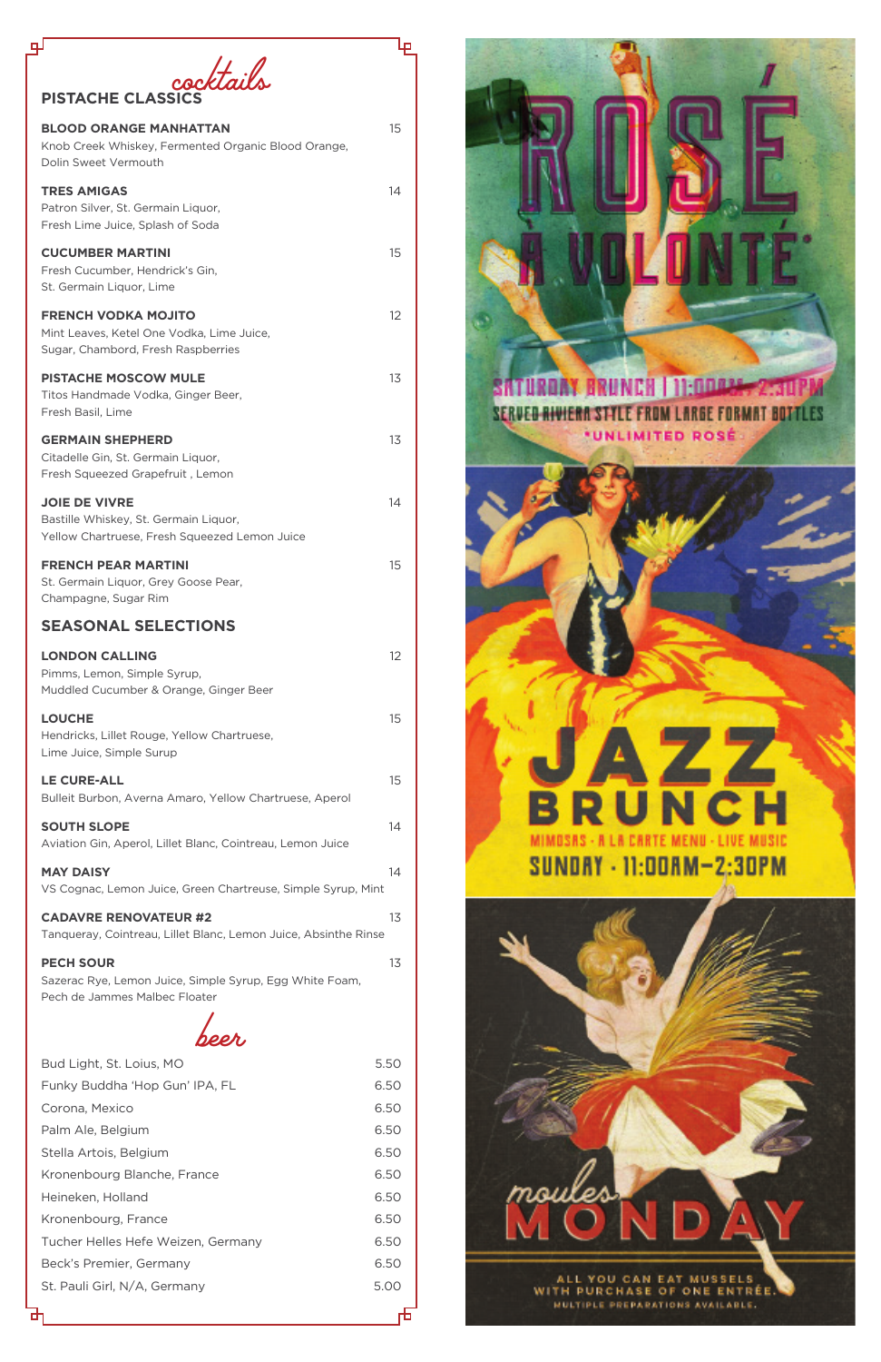# cocktails

## PISTACHE CLASSICS

**BLOOD ORANGE MANHATTAN** 15
Knob Creek Whiskey, Fermented Organic Blood Orange, Dolin Sweet Vermouth

**TRES AMIGAS** 14
Patron Silver, St. Germain Liquor, Fresh Lime Juice, Splash of Soda

**CUCUMBER MARTINI** 15
Fresh Cucumber, Hendrick's Gin, St. Germain Liquor, Lime

**FRENCH VODKA MOJITO** 12
Mint Leaves, Ketel One Vodka, Lime Juice, Sugar, Chambord, Fresh Raspberries

**PISTACHE MOSCOW MULE** 13
Titos Handmade Vodka, Ginger Beer, Fresh Basil, Lime

**GERMAIN SHEPHERD** 13
Citadelle Gin, St. Germain Liquor, Fresh Squeezed Grapefruit , Lemon

**JOIE DE VIVRE** 14
Bastille Whiskey, St. Germain Liquor, Yellow Chartruese, Fresh Squeezed Lemon Juice

**FRENCH PEAR MARTINI** 15
St. Germain Liquor, Grey Goose Pear, Champagne, Sugar Rim

## SEASONAL SELECTIONS

**LONDON CALLING** 12
Pimms, Lemon, Simple Syrup, Muddled Cucumber & Orange, Ginger Beer

**LOUCHE** 15
Hendricks, Lillet Rouge, Yellow Chartruese, Lime Juice, Simple Surup

**LE CURE-ALL** 15
Bulleit Burbon, Averna Amaro, Yellow Chartruese, Aperol

**SOUTH SLOPE** 14
Aviation Gin, Aperol, Lillet Blanc, Cointreau, Lemon Juice

**MAY DAISY** 14
VS Cognac, Lemon Juice, Green Chartruese, Simple Syrup, Mint

**CADAVRE RENOVATEUR #2** 13
Tanqueray, Cointreau, Lillet Blanc, Lemon Juice, Absinthe Rinse

**PECH SOUR** 13
Sazerac Rye, Lemon Juice, Simple Syrup, Egg White Foam, Pech de Jammes Malbec Floater

# beer

| | |
|---|---|
| Bud Light, St. Loius, MO | 5.50 |
| Funky Buddha 'Hop Gun' IPA, FL | 6.50 |
| Corona, Mexico | 6.50 |
| Palm Ale, Belgium | 6.50 |
| Stella Artois, Belgium | 6.50 |
| Kronenbourg Blanche, France | 6.50 |
| Heineken, Holland | 6.50 |
| Kronenbourg, France | 6.50 |
| Tucher Helles Hefe Weizen, Germany | 6.50 |
| Beck's Premier, Germany | 6.50 |
| St. Pauli Girl, N/A, Germany | 5.00 |

# ROSÉ A VOLONTÉ*

SATURDAY BRUNCH | 11:00AM-2:30PM
SERVED RIVIERA STYLE FROM LARGE FORMAT BOTTLES
*UNLIMITED ROSÉ

# JAZZ BRUNCH

MIMOSAS · A LA CARTE MENU · LIVE MUSIC
SUNDAY · 11:00AM–2:30PM

# moules MONDAY

ALL YOU CAN EAT MUSSELS WITH PURCHASE OF ONE ENTRÉE.
MULTIPLE PREPARATIONS AVAILABLE.